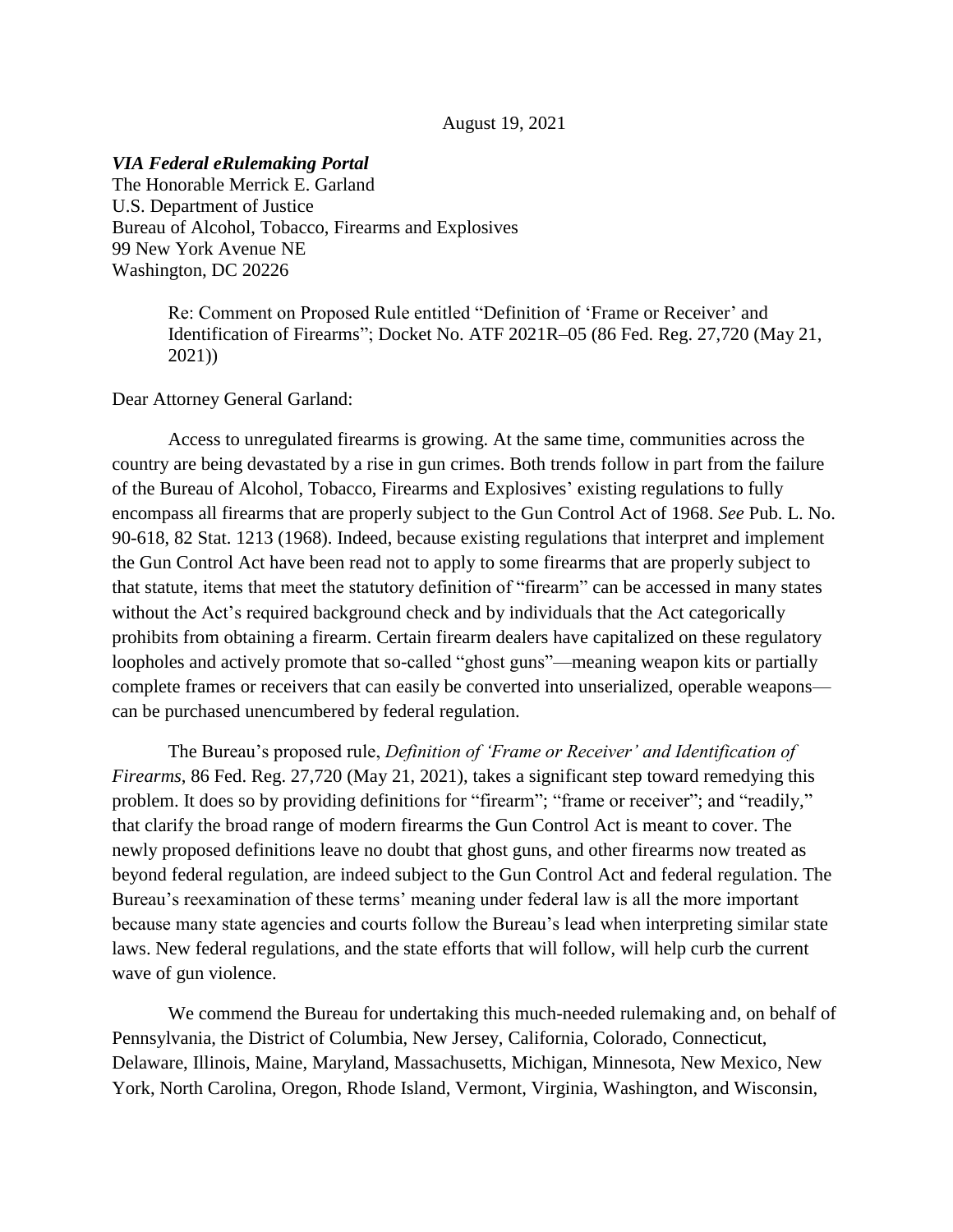August 19, 2021

***VIA Federal eRulemaking Portal***
The Honorable Merrick E. Garland
U.S. Department of Justice
Bureau of Alcohol, Tobacco, Firearms and Explosives
99 New York Avenue NE
Washington, DC 20226

> Re: Comment on Proposed Rule entitled "Definition of 'Frame or Receiver' and Identification of Firearms"; Docket No. ATF 2021R–05 (86 Fed. Reg. 27,720 (May 21, 2021))

Dear Attorney General Garland:

Access to unregulated firearms is growing. At the same time, communities across the country are being devastated by a rise in gun crimes. Both trends follow in part from the failure of the Bureau of Alcohol, Tobacco, Firearms and Explosives' existing regulations to fully encompass all firearms that are properly subject to the Gun Control Act of 1968. *See* Pub. L. No. 90-618, 82 Stat. 1213 (1968). Indeed, because existing regulations that interpret and implement the Gun Control Act have been read not to apply to some firearms that are properly subject to that statute, items that meet the statutory definition of "firearm" can be accessed in many states without the Act's required background check and by individuals that the Act categorically prohibits from obtaining a firearm. Certain firearm dealers have capitalized on these regulatory loopholes and actively promote that so-called "ghost guns"—meaning weapon kits or partially complete frames or receivers that can easily be converted into unserialized, operable weapons—can be purchased unencumbered by federal regulation.

The Bureau's proposed rule, *Definition of 'Frame or Receiver' and Identification of Firearms*, 86 Fed. Reg. 27,720 (May 21, 2021), takes a significant step toward remedying this problem. It does so by providing definitions for "firearm"; "frame or receiver"; and "readily," that clarify the broad range of modern firearms the Gun Control Act is meant to cover. The newly proposed definitions leave no doubt that ghost guns, and other firearms now treated as beyond federal regulation, are indeed subject to the Gun Control Act and federal regulation. The Bureau's reexamination of these terms' meaning under federal law is all the more important because many state agencies and courts follow the Bureau's lead when interpreting similar state laws. New federal regulations, and the state efforts that will follow, will help curb the current wave of gun violence.

We commend the Bureau for undertaking this much-needed rulemaking and, on behalf of Pennsylvania, the District of Columbia, New Jersey, California, Colorado, Connecticut, Delaware, Illinois, Maine, Maryland, Massachusetts, Michigan, Minnesota, New Mexico, New York, North Carolina, Oregon, Rhode Island, Vermont, Virginia, Washington, and Wisconsin,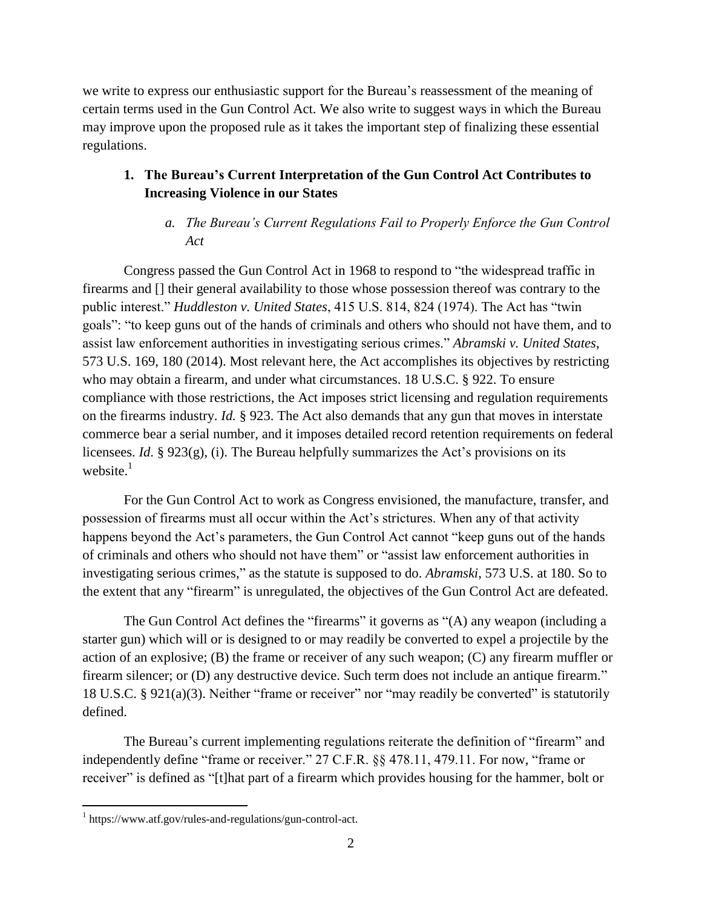we write to express our enthusiastic support for the Bureau's reassessment of the meaning of certain terms used in the Gun Control Act. We also write to suggest ways in which the Bureau may improve upon the proposed rule as it takes the important step of finalizing these essential regulations.

## 1. The Bureau's Current Interpretation of the Gun Control Act Contributes to Increasing Violence in our States

### *a. The Bureau's Current Regulations Fail to Properly Enforce the Gun Control Act*

Congress passed the Gun Control Act in 1968 to respond to "the widespread traffic in firearms and [] their general availability to those whose possession thereof was contrary to the public interest." *Huddleston v. United States*, 415 U.S. 814, 824 (1974). The Act has "twin goals": "to keep guns out of the hands of criminals and others who should not have them, and to assist law enforcement authorities in investigating serious crimes." *Abramski v. United States*, 573 U.S. 169, 180 (2014). Most relevant here, the Act accomplishes its objectives by restricting who may obtain a firearm, and under what circumstances. 18 U.S.C. § 922. To ensure compliance with those restrictions, the Act imposes strict licensing and regulation requirements on the firearms industry. *Id.* § 923. The Act also demands that any gun that moves in interstate commerce bear a serial number, and it imposes detailed record retention requirements on federal licensees. *Id*. § 923(g), (i). The Bureau helpfully summarizes the Act's provisions on its website.[1]

For the Gun Control Act to work as Congress envisioned, the manufacture, transfer, and possession of firearms must all occur within the Act's strictures. When any of that activity happens beyond the Act's parameters, the Gun Control Act cannot "keep guns out of the hands of criminals and others who should not have them" or "assist law enforcement authorities in investigating serious crimes," as the statute is supposed to do. *Abramski*, 573 U.S. at 180. So to the extent that any "firearm" is unregulated, the objectives of the Gun Control Act are defeated.

The Gun Control Act defines the "firearms" it governs as "(A) any weapon (including a starter gun) which will or is designed to or may readily be converted to expel a projectile by the action of an explosive; (B) the frame or receiver of any such weapon; (C) any firearm muffler or firearm silencer; or (D) any destructive device. Such term does not include an antique firearm." 18 U.S.C. § 921(a)(3). Neither "frame or receiver" nor "may readily be converted" is statutorily defined.

The Bureau's current implementing regulations reiterate the definition of "firearm" and independently define "frame or receiver." 27 C.F.R. §§ 478.11, 479.11. For now, "frame or receiver" is defined as "[t]hat part of a firearm which provides housing for the hammer, bolt or

[1] https://www.atf.gov/rules-and-regulations/gun-control-act.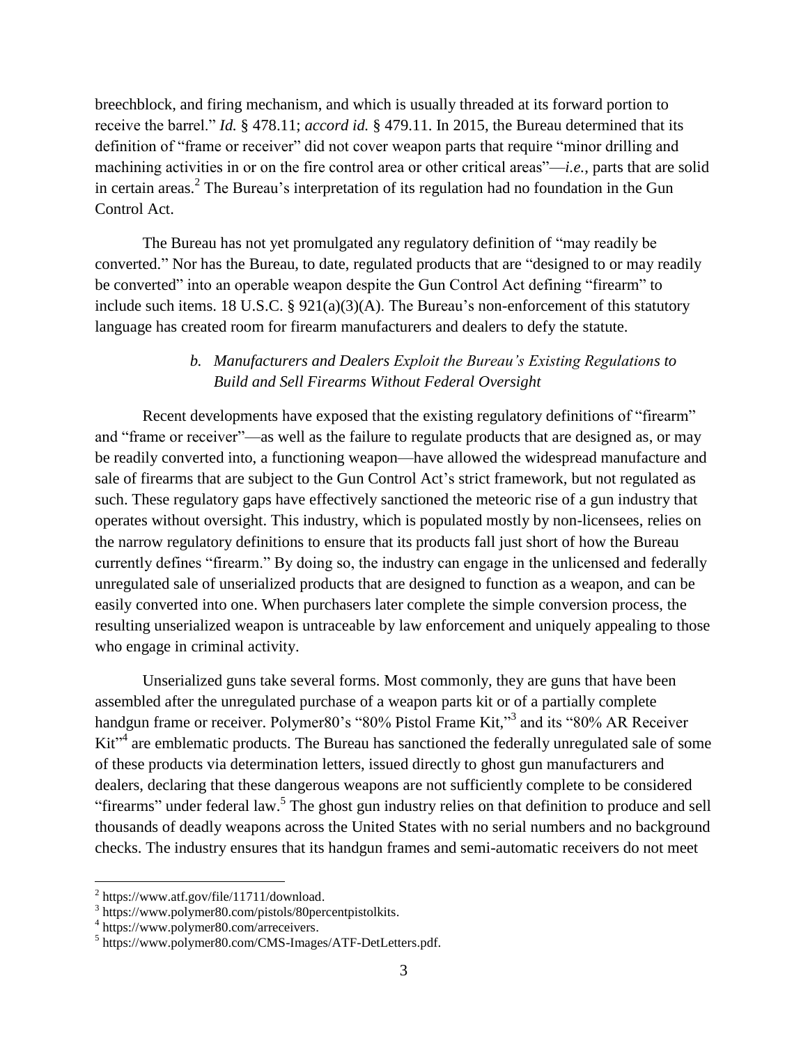breechblock, and firing mechanism, and which is usually threaded at its forward portion to receive the barrel." *Id.* § 478.11; *accord id.* § 479.11. In 2015, the Bureau determined that its definition of "frame or receiver" did not cover weapon parts that require "minor drilling and machining activities in or on the fire control area or other critical areas"—*i.e.*, parts that are solid in certain areas.[2] The Bureau's interpretation of its regulation had no foundation in the Gun Control Act.

The Bureau has not yet promulgated any regulatory definition of "may readily be converted." Nor has the Bureau, to date, regulated products that are "designed to or may readily be converted" into an operable weapon despite the Gun Control Act defining "firearm" to include such items. 18 U.S.C. § 921(a)(3)(A). The Bureau's non-enforcement of this statutory language has created room for firearm manufacturers and dealers to defy the statute.

### *b. Manufacturers and Dealers Exploit the Bureau's Existing Regulations to Build and Sell Firearms Without Federal Oversight*

Recent developments have exposed that the existing regulatory definitions of "firearm" and "frame or receiver"—as well as the failure to regulate products that are designed as, or may be readily converted into, a functioning weapon—have allowed the widespread manufacture and sale of firearms that are subject to the Gun Control Act's strict framework, but not regulated as such. These regulatory gaps have effectively sanctioned the meteoric rise of a gun industry that operates without oversight. This industry, which is populated mostly by non-licensees, relies on the narrow regulatory definitions to ensure that its products fall just short of how the Bureau currently defines "firearm." By doing so, the industry can engage in the unlicensed and federally unregulated sale of unserialized products that are designed to function as a weapon, and can be easily converted into one. When purchasers later complete the simple conversion process, the resulting unserialized weapon is untraceable by law enforcement and uniquely appealing to those who engage in criminal activity.

Unserialized guns take several forms. Most commonly, they are guns that have been assembled after the unregulated purchase of a weapon parts kit or of a partially complete handgun frame or receiver. Polymer80's "80% Pistol Frame Kit,"[3] and its "80% AR Receiver Kit"[4] are emblematic products. The Bureau has sanctioned the federally unregulated sale of some of these products via determination letters, issued directly to ghost gun manufacturers and dealers, declaring that these dangerous weapons are not sufficiently complete to be considered "firearms" under federal law.[5] The ghost gun industry relies on that definition to produce and sell thousands of deadly weapons across the United States with no serial numbers and no background checks. The industry ensures that its handgun frames and semi-automatic receivers do not meet

---

[2] https://www.atf.gov/file/11711/download.

[3] https://www.polymer80.com/pistols/80percentpistolkits.

[4] https://www.polymer80.com/arreceivers.

[5] https://www.polymer80.com/CMS-Images/ATF-DetLetters.pdf.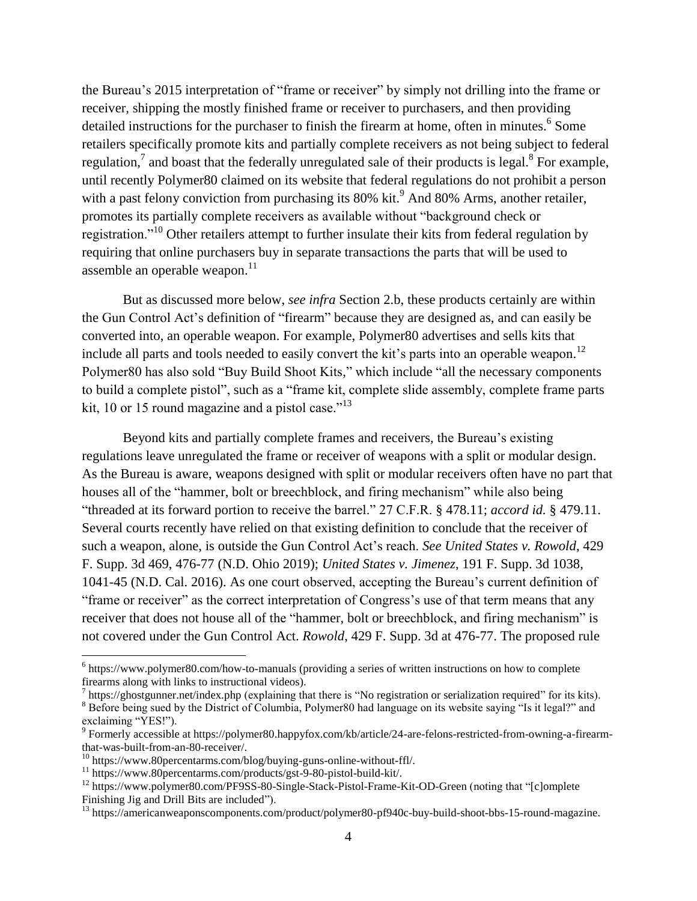the Bureau's 2015 interpretation of "frame or receiver" by simply not drilling into the frame or receiver, shipping the mostly finished frame or receiver to purchasers, and then providing detailed instructions for the purchaser to finish the firearm at home, often in minutes.[6] Some retailers specifically promote kits and partially complete receivers as not being subject to federal regulation,[7] and boast that the federally unregulated sale of their products is legal.[8] For example, until recently Polymer80 claimed on its website that federal regulations do not prohibit a person with a past felony conviction from purchasing its 80% kit.[9] And 80% Arms, another retailer, promotes its partially complete receivers as available without "background check or registration."[10] Other retailers attempt to further insulate their kits from federal regulation by requiring that online purchasers buy in separate transactions the parts that will be used to assemble an operable weapon.[11]

But as discussed more below, *see infra* Section 2.b, these products certainly are within the Gun Control Act's definition of "firearm" because they are designed as, and can easily be converted into, an operable weapon. For example, Polymer80 advertises and sells kits that include all parts and tools needed to easily convert the kit's parts into an operable weapon.[12] Polymer80 has also sold "Buy Build Shoot Kits," which include "all the necessary components to build a complete pistol", such as a "frame kit, complete slide assembly, complete frame parts kit, 10 or 15 round magazine and a pistol case."[13]

Beyond kits and partially complete frames and receivers, the Bureau's existing regulations leave unregulated the frame or receiver of weapons with a split or modular design. As the Bureau is aware, weapons designed with split or modular receivers often have no part that houses all of the "hammer, bolt or breechblock, and firing mechanism" while also being "threaded at its forward portion to receive the barrel." 27 C.F.R. § 478.11; *accord id.* § 479.11. Several courts recently have relied on that existing definition to conclude that the receiver of such a weapon, alone, is outside the Gun Control Act's reach. *See United States v. Rowold*, 429 F. Supp. 3d 469, 476-77 (N.D. Ohio 2019); *United States v. Jimenez*, 191 F. Supp. 3d 1038, 1041-45 (N.D. Cal. 2016). As one court observed, accepting the Bureau's current definition of "frame or receiver" as the correct interpretation of Congress's use of that term means that any receiver that does not house all of the "hammer, bolt or breechblock, and firing mechanism" is not covered under the Gun Control Act. *Rowold*, 429 F. Supp. 3d at 476-77. The proposed rule

---

[6] https://www.polymer80.com/how-to-manuals (providing a series of written instructions on how to complete firearms along with links to instructional videos).

[7] https://ghostgunner.net/index.php (explaining that there is "No registration or serialization required" for its kits).

[8] Before being sued by the District of Columbia, Polymer80 had language on its website saying "Is it legal?" and exclaiming "YES!").

[9] Formerly accessible at https://polymer80.happyfox.com/kb/article/24-are-felons-restricted-from-owning-a-firearm-that-was-built-from-an-80-receiver/.

[10] https://www.80percentarms.com/blog/buying-guns-online-without-ffl/.

[11] https://www.80percentarms.com/products/gst-9-80-pistol-build-kit/.

[12] https://www.polymer80.com/PF9SS-80-Single-Stack-Pistol-Frame-Kit-OD-Green (noting that "[c]omplete Finishing Jig and Drill Bits are included").

[13] https://americanweaponscomponents.com/product/polymer80-pf940c-buy-build-shoot-bbs-15-round-magazine.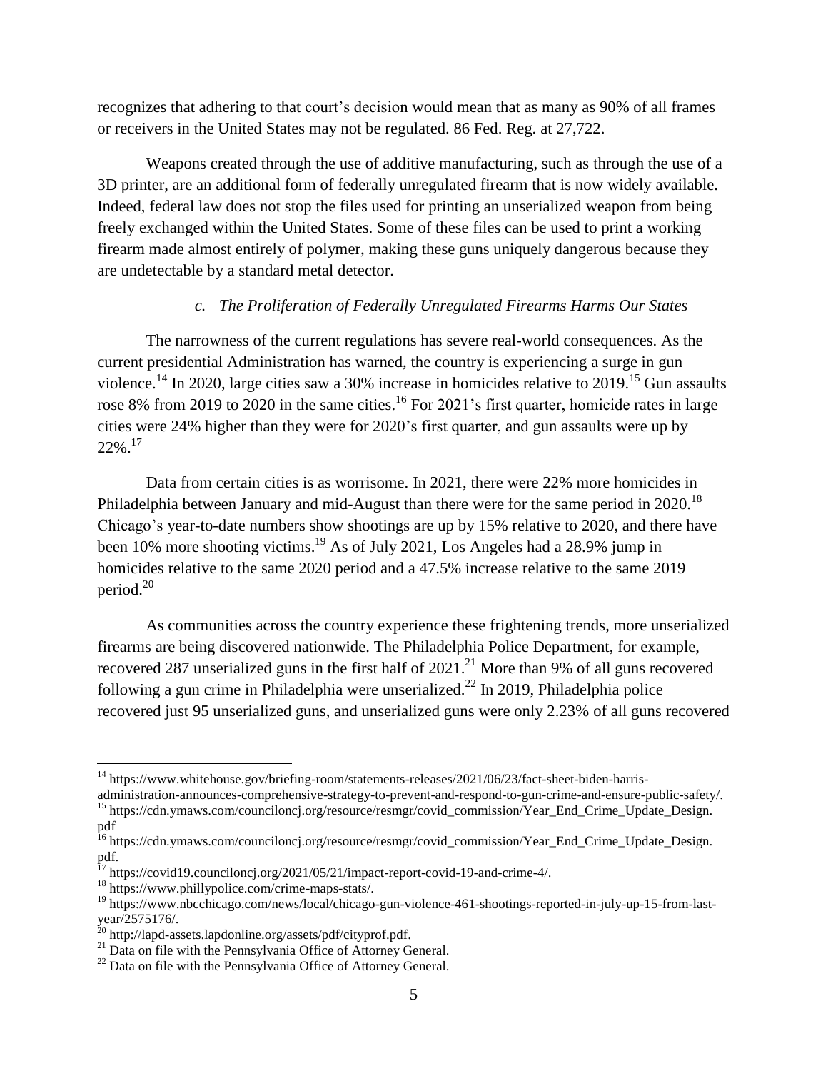recognizes that adhering to that court's decision would mean that as many as 90% of all frames or receivers in the United States may not be regulated. 86 Fed. Reg. at 27,722.

Weapons created through the use of additive manufacturing, such as through the use of a 3D printer, are an additional form of federally unregulated firearm that is now widely available. Indeed, federal law does not stop the files used for printing an unserialized weapon from being freely exchanged within the United States. Some of these files can be used to print a working firearm made almost entirely of polymer, making these guns uniquely dangerous because they are undetectable by a standard metal detector.

### *c. The Proliferation of Federally Unregulated Firearms Harms Our States*

The narrowness of the current regulations has severe real-world consequences. As the current presidential Administration has warned, the country is experiencing a surge in gun violence.[14] In 2020, large cities saw a 30% increase in homicides relative to 2019.[15] Gun assaults rose 8% from 2019 to 2020 in the same cities.[16] For 2021's first quarter, homicide rates in large cities were 24% higher than they were for 2020's first quarter, and gun assaults were up by 22%.[17]

Data from certain cities is as worrisome. In 2021, there were 22% more homicides in Philadelphia between January and mid-August than there were for the same period in 2020.[18] Chicago's year-to-date numbers show shootings are up by 15% relative to 2020, and there have been 10% more shooting victims.[19] As of July 2021, Los Angeles had a 28.9% jump in homicides relative to the same 2020 period and a 47.5% increase relative to the same 2019 period.[20]

As communities across the country experience these frightening trends, more unserialized firearms are being discovered nationwide. The Philadelphia Police Department, for example, recovered 287 unserialized guns in the first half of 2021.[21] More than 9% of all guns recovered following a gun crime in Philadelphia were unserialized.[22] In 2019, Philadelphia police recovered just 95 unserialized guns, and unserialized guns were only 2.23% of all guns recovered

---

[14] https://www.whitehouse.gov/briefing-room/statements-releases/2021/06/23/fact-sheet-biden-harris-administration-announces-comprehensive-strategy-to-prevent-and-respond-to-gun-crime-and-ensure-public-safety/.

[15] https://cdn.ymaws.com/counciloncj.org/resource/resmgr/covid_commission/Year_End_Crime_Update_Design.pdf

[16] https://cdn.ymaws.com/counciloncj.org/resource/resmgr/covid_commission/Year_End_Crime_Update_Design.pdf.

[17] https://covid19.counciloncj.org/2021/05/21/impact-report-covid-19-and-crime-4/.

[18] https://www.phillypolice.com/crime-maps-stats/.

[19] https://www.nbcchicago.com/news/local/chicago-gun-violence-461-shootings-reported-in-july-up-15-from-last-year/2575176/.

[20] http://lapd-assets.lapdonline.org/assets/pdf/cityprof.pdf.

[21] Data on file with the Pennsylvania Office of Attorney General.

[22] Data on file with the Pennsylvania Office of Attorney General.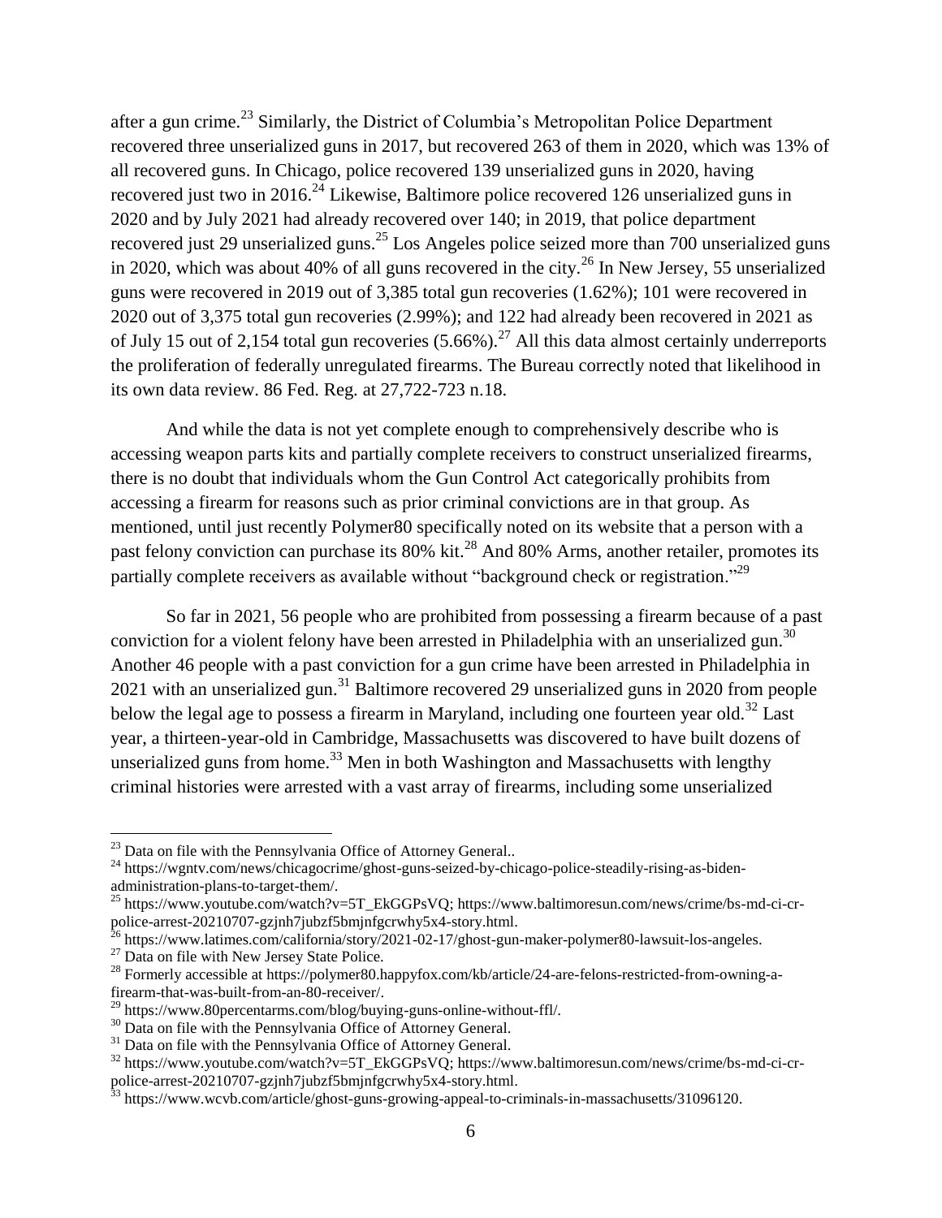after a gun crime.[23] Similarly, the District of Columbia's Metropolitan Police Department recovered three unserialized guns in 2017, but recovered 263 of them in 2020, which was 13% of all recovered guns. In Chicago, police recovered 139 unserialized guns in 2020, having recovered just two in 2016.[24] Likewise, Baltimore police recovered 126 unserialized guns in 2020 and by July 2021 had already recovered over 140; in 2019, that police department recovered just 29 unserialized guns.[25] Los Angeles police seized more than 700 unserialized guns in 2020, which was about 40% of all guns recovered in the city.[26] In New Jersey, 55 unserialized guns were recovered in 2019 out of 3,385 total gun recoveries (1.62%); 101 were recovered in 2020 out of 3,375 total gun recoveries (2.99%); and 122 had already been recovered in 2021 as of July 15 out of 2,154 total gun recoveries (5.66%).[27] All this data almost certainly underreports the proliferation of federally unregulated firearms. The Bureau correctly noted that likelihood in its own data review. 86 Fed. Reg. at 27,722-723 n.18.

And while the data is not yet complete enough to comprehensively describe who is accessing weapon parts kits and partially complete receivers to construct unserialized firearms, there is no doubt that individuals whom the Gun Control Act categorically prohibits from accessing a firearm for reasons such as prior criminal convictions are in that group. As mentioned, until just recently Polymer80 specifically noted on its website that a person with a past felony conviction can purchase its 80% kit.[28] And 80% Arms, another retailer, promotes its partially complete receivers as available without "background check or registration."[29]

So far in 2021, 56 people who are prohibited from possessing a firearm because of a past conviction for a violent felony have been arrested in Philadelphia with an unserialized gun.[30] Another 46 people with a past conviction for a gun crime have been arrested in Philadelphia in 2021 with an unserialized gun.[31] Baltimore recovered 29 unserialized guns in 2020 from people below the legal age to possess a firearm in Maryland, including one fourteen year old.[32] Last year, a thirteen-year-old in Cambridge, Massachusetts was discovered to have built dozens of unserialized guns from home.[33] Men in both Washington and Massachusetts with lengthy criminal histories were arrested with a vast array of firearms, including some unserialized

---

[23] Data on file with the Pennsylvania Office of Attorney General..

[24] https://wgntv.com/news/chicagocrime/ghost-guns-seized-by-chicago-police-steadily-rising-as-biden-administration-plans-to-target-them/.

[25] https://www.youtube.com/watch?v=5T_EkGGPsVQ; https://www.baltimoresun.com/news/crime/bs-md-ci-cr-police-arrest-20210707-gzjnh7jubzf5bmjnfgcrwhy5x4-story.html.

[26] https://www.latimes.com/california/story/2021-02-17/ghost-gun-maker-polymer80-lawsuit-los-angeles.

[27] Data on file with New Jersey State Police.

[28] Formerly accessible at https://polymer80.happyfox.com/kb/article/24-are-felons-restricted-from-owning-a-firearm-that-was-built-from-an-80-receiver/.

[29] https://www.80percentarms.com/blog/buying-guns-online-without-ffl/.

[30] Data on file with the Pennsylvania Office of Attorney General.

[31] Data on file with the Pennsylvania Office of Attorney General.

[32] https://www.youtube.com/watch?v=5T_EkGGPsVQ; https://www.baltimoresun.com/news/crime/bs-md-ci-cr-police-arrest-20210707-gzjnh7jubzf5bmjnfgcrwhy5x4-story.html.

[33] https://www.wcvb.com/article/ghost-guns-growing-appeal-to-criminals-in-massachusetts/31096120.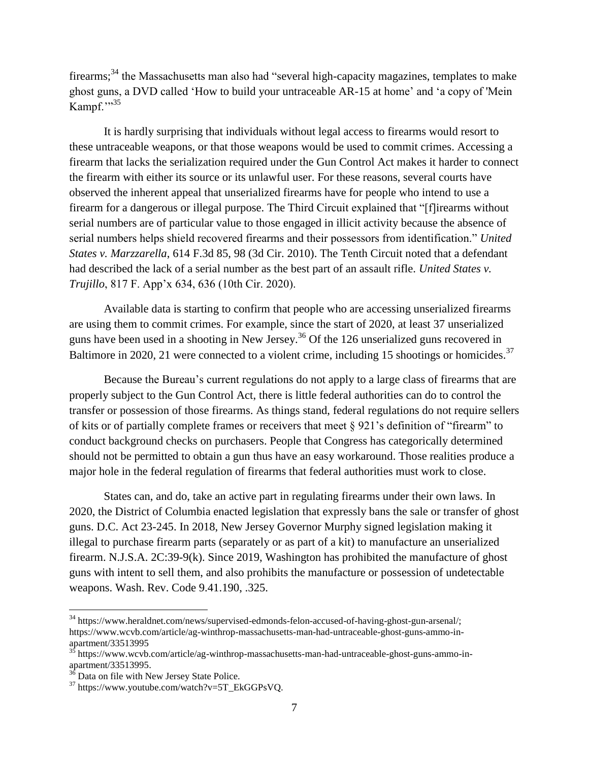firearms;[34] the Massachusetts man also had "several high-capacity magazines, templates to make ghost guns, a DVD called 'How to build your untraceable AR-15 at home' and 'a copy of 'Mein Kampf.'"[35]

It is hardly surprising that individuals without legal access to firearms would resort to these untraceable weapons, or that those weapons would be used to commit crimes. Accessing a firearm that lacks the serialization required under the Gun Control Act makes it harder to connect the firearm with either its source or its unlawful user. For these reasons, several courts have observed the inherent appeal that unserialized firearms have for people who intend to use a firearm for a dangerous or illegal purpose. The Third Circuit explained that "[f]irearms without serial numbers are of particular value to those engaged in illicit activity because the absence of serial numbers helps shield recovered firearms and their possessors from identification." *United States v. Marzzarella*, 614 F.3d 85, 98 (3d Cir. 2010). The Tenth Circuit noted that a defendant had described the lack of a serial number as the best part of an assault rifle. *United States v. Trujillo*, 817 F. App'x 634, 636 (10th Cir. 2020).

Available data is starting to confirm that people who are accessing unserialized firearms are using them to commit crimes. For example, since the start of 2020, at least 37 unserialized guns have been used in a shooting in New Jersey.[36] Of the 126 unserialized guns recovered in Baltimore in 2020, 21 were connected to a violent crime, including 15 shootings or homicides.[37]

Because the Bureau's current regulations do not apply to a large class of firearms that are properly subject to the Gun Control Act, there is little federal authorities can do to control the transfer or possession of those firearms. As things stand, federal regulations do not require sellers of kits or of partially complete frames or receivers that meet § 921's definition of "firearm" to conduct background checks on purchasers. People that Congress has categorically determined should not be permitted to obtain a gun thus have an easy workaround. Those realities produce a major hole in the federal regulation of firearms that federal authorities must work to close.

States can, and do, take an active part in regulating firearms under their own laws. In 2020, the District of Columbia enacted legislation that expressly bans the sale or transfer of ghost guns. D.C. Act 23-245. In 2018, New Jersey Governor Murphy signed legislation making it illegal to purchase firearm parts (separately or as part of a kit) to manufacture an unserialized firearm. N.J.S.A. 2C:39-9(k). Since 2019, Washington has prohibited the manufacture of ghost guns with intent to sell them, and also prohibits the manufacture or possession of undetectable weapons. Wash. Rev. Code 9.41.190, .325.

---

[34] https://www.heraldnet.com/news/supervised-edmonds-felon-accused-of-having-ghost-gun-arsenal/; https://www.wcvb.com/article/ag-winthrop-massachusetts-man-had-untraceable-ghost-guns-ammo-in-apartment/33513995

[35] https://www.wcvb.com/article/ag-winthrop-massachusetts-man-had-untraceable-ghost-guns-ammo-in-apartment/33513995.

[36] Data on file with New Jersey State Police.

[37] https://www.youtube.com/watch?v=5T_EkGGPsVQ.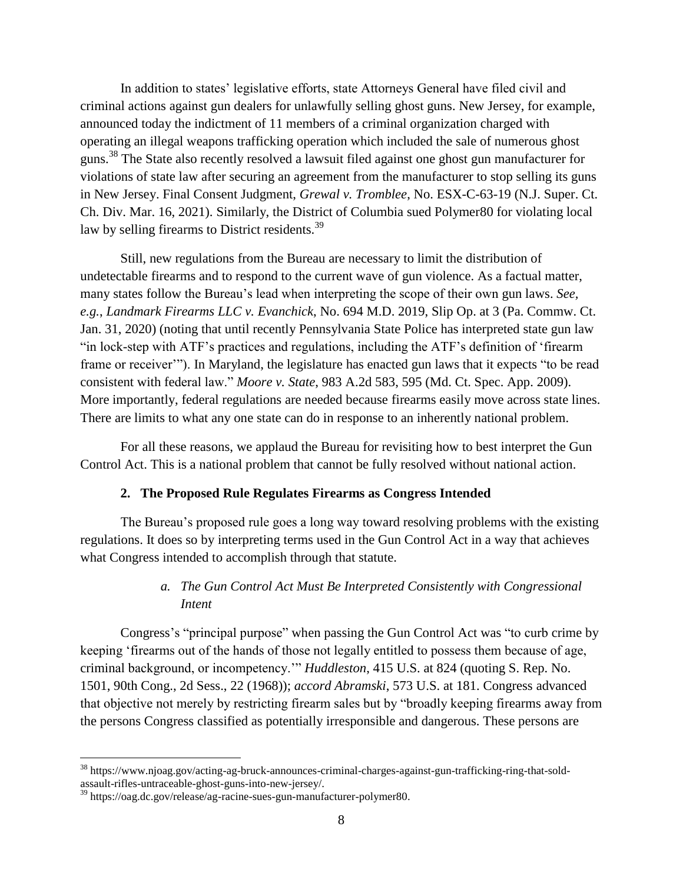In addition to states' legislative efforts, state Attorneys General have filed civil and criminal actions against gun dealers for unlawfully selling ghost guns. New Jersey, for example, announced today the indictment of 11 members of a criminal organization charged with operating an illegal weapons trafficking operation which included the sale of numerous ghost guns.[38] The State also recently resolved a lawsuit filed against one ghost gun manufacturer for violations of state law after securing an agreement from the manufacturer to stop selling its guns in New Jersey. Final Consent Judgment, *Grewal v. Tromblee*, No. ESX-C-63-19 (N.J. Super. Ct. Ch. Div. Mar. 16, 2021). Similarly, the District of Columbia sued Polymer80 for violating local law by selling firearms to District residents.[39]

Still, new regulations from the Bureau are necessary to limit the distribution of undetectable firearms and to respond to the current wave of gun violence. As a factual matter, many states follow the Bureau's lead when interpreting the scope of their own gun laws. *See, e.g.*, *Landmark Firearms LLC v. Evanchick*, No. 694 M.D. 2019, Slip Op. at 3 (Pa. Commw. Ct. Jan. 31, 2020) (noting that until recently Pennsylvania State Police has interpreted state gun law "in lock-step with ATF's practices and regulations, including the ATF's definition of 'firearm frame or receiver'"). In Maryland, the legislature has enacted gun laws that it expects "to be read consistent with federal law." *Moore v. State*, 983 A.2d 583, 595 (Md. Ct. Spec. App. 2009). More importantly, federal regulations are needed because firearms easily move across state lines. There are limits to what any one state can do in response to an inherently national problem.

For all these reasons, we applaud the Bureau for revisiting how to best interpret the Gun Control Act. This is a national problem that cannot be fully resolved without national action.

### 2. The Proposed Rule Regulates Firearms as Congress Intended

The Bureau's proposed rule goes a long way toward resolving problems with the existing regulations. It does so by interpreting terms used in the Gun Control Act in a way that achieves what Congress intended to accomplish through that statute.

#### *a. The Gun Control Act Must Be Interpreted Consistently with Congressional Intent*

Congress's "principal purpose" when passing the Gun Control Act was "to curb crime by keeping 'firearms out of the hands of those not legally entitled to possess them because of age, criminal background, or incompetency.'" *Huddleston*, 415 U.S. at 824 (quoting S. Rep. No. 1501, 90th Cong., 2d Sess., 22 (1968)); *accord Abramski*, 573 U.S. at 181. Congress advanced that objective not merely by restricting firearm sales but by "broadly keeping firearms away from the persons Congress classified as potentially irresponsible and dangerous. These persons are

---

[38] https://www.njoag.gov/acting-ag-bruck-announces-criminal-charges-against-gun-trafficking-ring-that-sold-assault-rifles-untraceable-ghost-guns-into-new-jersey/.

[39] https://oag.dc.gov/release/ag-racine-sues-gun-manufacturer-polymer80.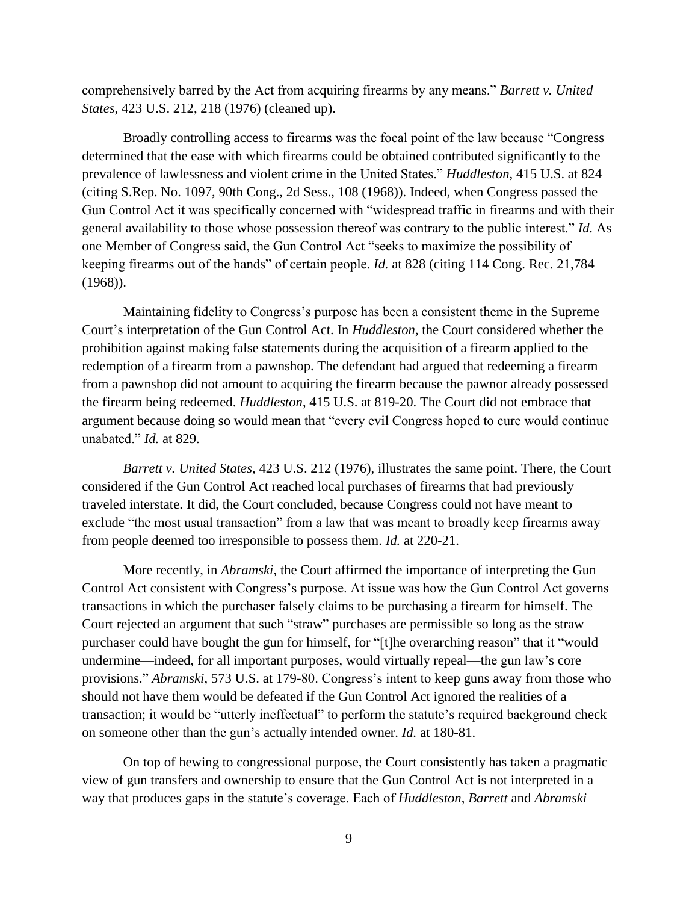comprehensively barred by the Act from acquiring firearms by any means." *Barrett v. United States*, 423 U.S. 212, 218 (1976) (cleaned up).

Broadly controlling access to firearms was the focal point of the law because "Congress determined that the ease with which firearms could be obtained contributed significantly to the prevalence of lawlessness and violent crime in the United States." *Huddleston*, 415 U.S. at 824 (citing S.Rep. No. 1097, 90th Cong., 2d Sess., 108 (1968)). Indeed, when Congress passed the Gun Control Act it was specifically concerned with "widespread traffic in firearms and with their general availability to those whose possession thereof was contrary to the public interest." *Id.* As one Member of Congress said, the Gun Control Act "seeks to maximize the possibility of keeping firearms out of the hands" of certain people. *Id.* at 828 (citing 114 Cong. Rec. 21,784 (1968)).

Maintaining fidelity to Congress's purpose has been a consistent theme in the Supreme Court's interpretation of the Gun Control Act. In *Huddleston*, the Court considered whether the prohibition against making false statements during the acquisition of a firearm applied to the redemption of a firearm from a pawnshop. The defendant had argued that redeeming a firearm from a pawnshop did not amount to acquiring the firearm because the pawnor already possessed the firearm being redeemed. *Huddleston*, 415 U.S. at 819-20. The Court did not embrace that argument because doing so would mean that "every evil Congress hoped to cure would continue unabated." *Id.* at 829.

*Barrett v. United States*, 423 U.S. 212 (1976), illustrates the same point. There, the Court considered if the Gun Control Act reached local purchases of firearms that had previously traveled interstate. It did, the Court concluded, because Congress could not have meant to exclude "the most usual transaction" from a law that was meant to broadly keep firearms away from people deemed too irresponsible to possess them. *Id.* at 220-21.

More recently, in *Abramski*, the Court affirmed the importance of interpreting the Gun Control Act consistent with Congress's purpose. At issue was how the Gun Control Act governs transactions in which the purchaser falsely claims to be purchasing a firearm for himself. The Court rejected an argument that such "straw" purchases are permissible so long as the straw purchaser could have bought the gun for himself, for "[t]he overarching reason" that it "would undermine—indeed, for all important purposes, would virtually repeal—the gun law's core provisions." *Abramski*, 573 U.S. at 179-80. Congress's intent to keep guns away from those who should not have them would be defeated if the Gun Control Act ignored the realities of a transaction; it would be "utterly ineffectual" to perform the statute's required background check on someone other than the gun's actually intended owner. *Id.* at 180-81.

On top of hewing to congressional purpose, the Court consistently has taken a pragmatic view of gun transfers and ownership to ensure that the Gun Control Act is not interpreted in a way that produces gaps in the statute's coverage. Each of *Huddleston*, *Barrett* and *Abramski*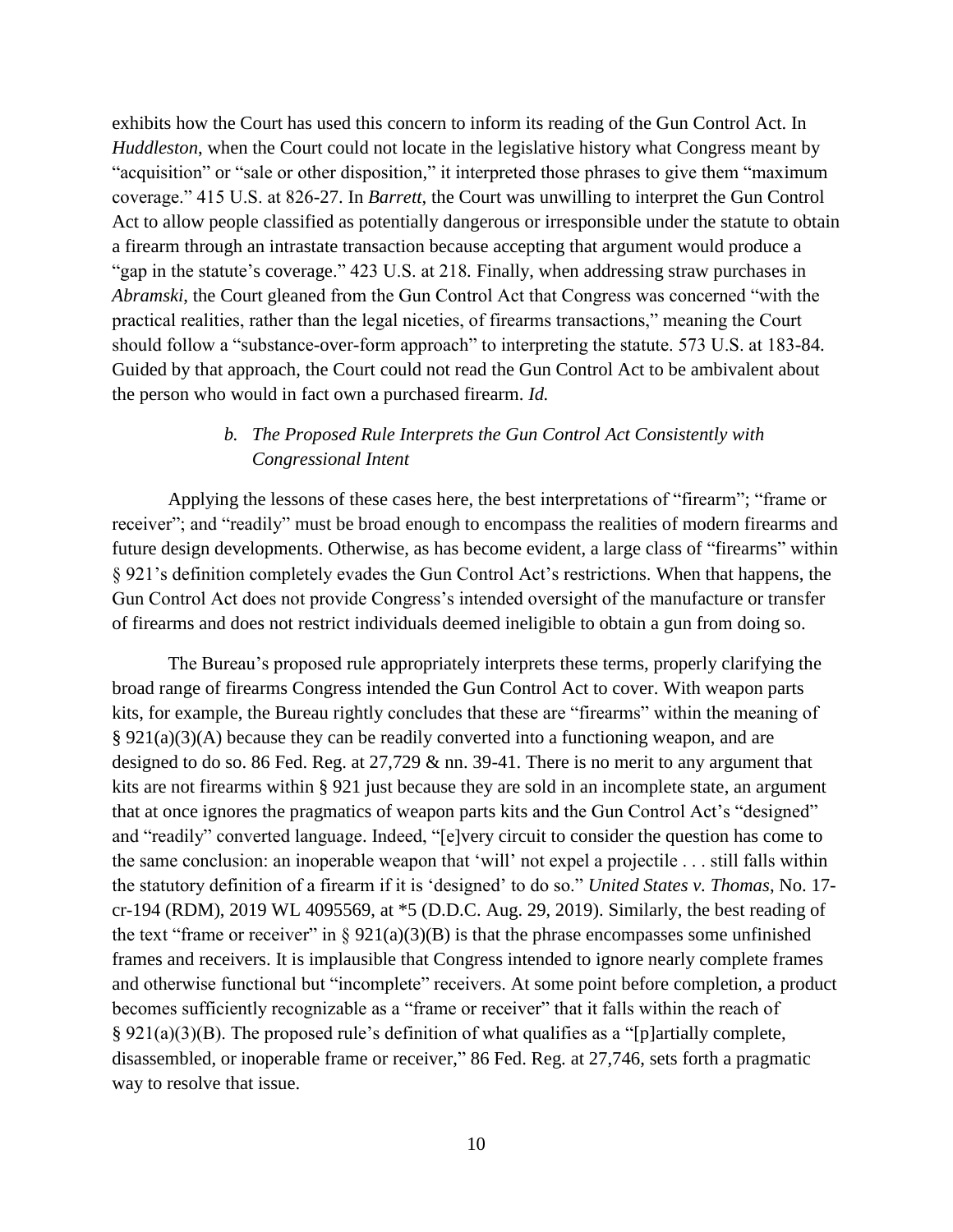exhibits how the Court has used this concern to inform its reading of the Gun Control Act. In *Huddleston*, when the Court could not locate in the legislative history what Congress meant by "acquisition" or "sale or other disposition," it interpreted those phrases to give them "maximum coverage." 415 U.S. at 826-27. In *Barrett*, the Court was unwilling to interpret the Gun Control Act to allow people classified as potentially dangerous or irresponsible under the statute to obtain a firearm through an intrastate transaction because accepting that argument would produce a "gap in the statute's coverage." 423 U.S. at 218. Finally, when addressing straw purchases in *Abramski*, the Court gleaned from the Gun Control Act that Congress was concerned "with the practical realities, rather than the legal niceties, of firearms transactions," meaning the Court should follow a "substance-over-form approach" to interpreting the statute. 573 U.S. at 183-84. Guided by that approach, the Court could not read the Gun Control Act to be ambivalent about the person who would in fact own a purchased firearm. *Id.*

### *b. The Proposed Rule Interprets the Gun Control Act Consistently with Congressional Intent*

Applying the lessons of these cases here, the best interpretations of "firearm"; "frame or receiver"; and "readily" must be broad enough to encompass the realities of modern firearms and future design developments. Otherwise, as has become evident, a large class of "firearms" within § 921's definition completely evades the Gun Control Act's restrictions. When that happens, the Gun Control Act does not provide Congress's intended oversight of the manufacture or transfer of firearms and does not restrict individuals deemed ineligible to obtain a gun from doing so.

The Bureau's proposed rule appropriately interprets these terms, properly clarifying the broad range of firearms Congress intended the Gun Control Act to cover. With weapon parts kits, for example, the Bureau rightly concludes that these are "firearms" within the meaning of § 921(a)(3)(A) because they can be readily converted into a functioning weapon, and are designed to do so. 86 Fed. Reg. at 27,729 & nn. 39-41. There is no merit to any argument that kits are not firearms within § 921 just because they are sold in an incomplete state, an argument that at once ignores the pragmatics of weapon parts kits and the Gun Control Act's "designed" and "readily" converted language. Indeed, "[e]very circuit to consider the question has come to the same conclusion: an inoperable weapon that 'will' not expel a projectile . . . still falls within the statutory definition of a firearm if it is 'designed' to do so." *United States v. Thomas*, No. 17-cr-194 (RDM), 2019 WL 4095569, at *5 (D.D.C. Aug. 29, 2019). Similarly, the best reading of the text "frame or receiver" in § 921(a)(3)(B) is that the phrase encompasses some unfinished frames and receivers. It is implausible that Congress intended to ignore nearly complete frames and otherwise functional but "incomplete" receivers. At some point before completion, a product becomes sufficiently recognizable as a "frame or receiver" that it falls within the reach of § 921(a)(3)(B). The proposed rule's definition of what qualifies as a "[p]artially complete, disassembled, or inoperable frame or receiver," 86 Fed. Reg. at 27,746, sets forth a pragmatic way to resolve that issue.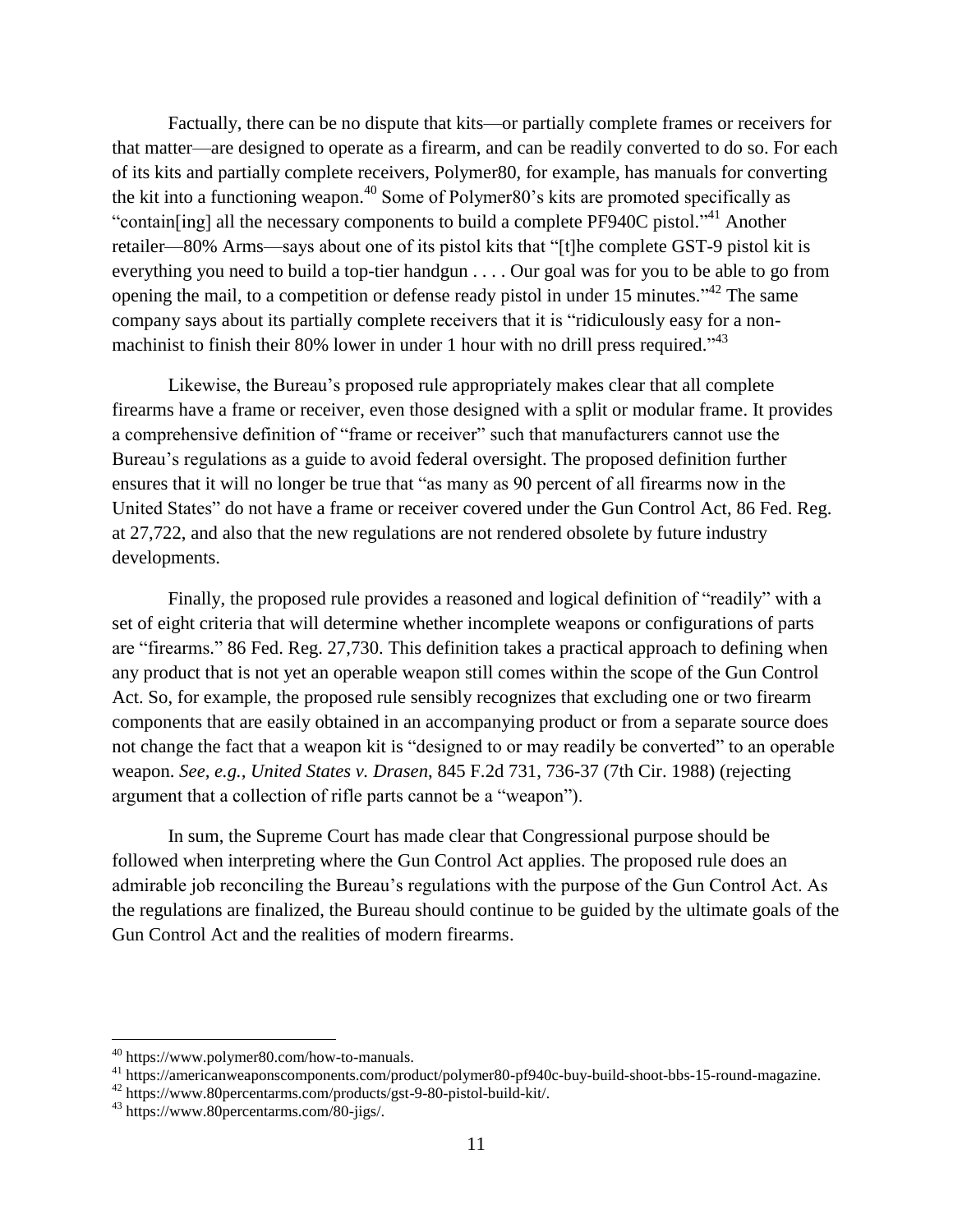Factually, there can be no dispute that kits—or partially complete frames or receivers for that matter—are designed to operate as a firearm, and can be readily converted to do so. For each of its kits and partially complete receivers, Polymer80, for example, has manuals for converting the kit into a functioning weapon.[40] Some of Polymer80's kits are promoted specifically as "contain[ing] all the necessary components to build a complete PF940C pistol."[41] Another retailer—80% Arms—says about one of its pistol kits that "[t]he complete GST-9 pistol kit is everything you need to build a top-tier handgun . . . . Our goal was for you to be able to go from opening the mail, to a competition or defense ready pistol in under 15 minutes."[42] The same company says about its partially complete receivers that it is "ridiculously easy for a non-machinist to finish their 80% lower in under 1 hour with no drill press required."[43]

Likewise, the Bureau's proposed rule appropriately makes clear that all complete firearms have a frame or receiver, even those designed with a split or modular frame. It provides a comprehensive definition of "frame or receiver" such that manufacturers cannot use the Bureau's regulations as a guide to avoid federal oversight. The proposed definition further ensures that it will no longer be true that "as many as 90 percent of all firearms now in the United States" do not have a frame or receiver covered under the Gun Control Act, 86 Fed. Reg. at 27,722, and also that the new regulations are not rendered obsolete by future industry developments.

Finally, the proposed rule provides a reasoned and logical definition of "readily" with a set of eight criteria that will determine whether incomplete weapons or configurations of parts are "firearms." 86 Fed. Reg. 27,730. This definition takes a practical approach to defining when any product that is not yet an operable weapon still comes within the scope of the Gun Control Act. So, for example, the proposed rule sensibly recognizes that excluding one or two firearm components that are easily obtained in an accompanying product or from a separate source does not change the fact that a weapon kit is "designed to or may readily be converted" to an operable weapon. *See, e.g.*, *United States v. Drasen*, 845 F.2d 731, 736-37 (7th Cir. 1988) (rejecting argument that a collection of rifle parts cannot be a "weapon").

In sum, the Supreme Court has made clear that Congressional purpose should be followed when interpreting where the Gun Control Act applies. The proposed rule does an admirable job reconciling the Bureau's regulations with the purpose of the Gun Control Act. As the regulations are finalized, the Bureau should continue to be guided by the ultimate goals of the Gun Control Act and the realities of modern firearms.

---

[40] https://www.polymer80.com/how-to-manuals.

[41] https://americanweaponscomponents.com/product/polymer80-pf940c-buy-build-shoot-bbs-15-round-magazine.

[42] https://www.80percentarms.com/products/gst-9-80-pistol-build-kit/.

[43] https://www.80percentarms.com/80-jigs/.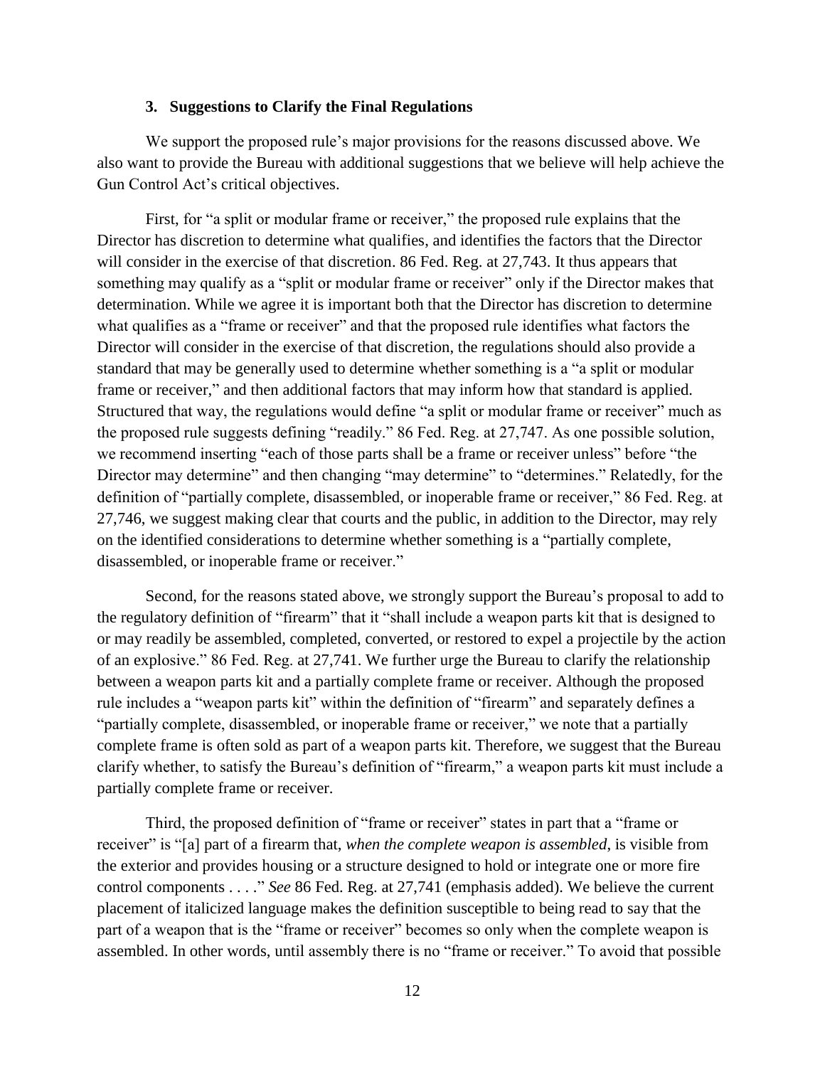### 3. Suggestions to Clarify the Final Regulations

We support the proposed rule's major provisions for the reasons discussed above. We also want to provide the Bureau with additional suggestions that we believe will help achieve the Gun Control Act's critical objectives.

First, for "a split or modular frame or receiver," the proposed rule explains that the Director has discretion to determine what qualifies, and identifies the factors that the Director will consider in the exercise of that discretion. 86 Fed. Reg. at 27,743. It thus appears that something may qualify as a "split or modular frame or receiver" only if the Director makes that determination. While we agree it is important both that the Director has discretion to determine what qualifies as a "frame or receiver" and that the proposed rule identifies what factors the Director will consider in the exercise of that discretion, the regulations should also provide a standard that may be generally used to determine whether something is a "a split or modular frame or receiver," and then additional factors that may inform how that standard is applied. Structured that way, the regulations would define "a split or modular frame or receiver" much as the proposed rule suggests defining "readily." 86 Fed. Reg. at 27,747. As one possible solution, we recommend inserting "each of those parts shall be a frame or receiver unless" before "the Director may determine" and then changing "may determine" to "determines." Relatedly, for the definition of "partially complete, disassembled, or inoperable frame or receiver," 86 Fed. Reg. at 27,746, we suggest making clear that courts and the public, in addition to the Director, may rely on the identified considerations to determine whether something is a "partially complete, disassembled, or inoperable frame or receiver."

Second, for the reasons stated above, we strongly support the Bureau's proposal to add to the regulatory definition of "firearm" that it "shall include a weapon parts kit that is designed to or may readily be assembled, completed, converted, or restored to expel a projectile by the action of an explosive." 86 Fed. Reg. at 27,741. We further urge the Bureau to clarify the relationship between a weapon parts kit and a partially complete frame or receiver. Although the proposed rule includes a "weapon parts kit" within the definition of "firearm" and separately defines a "partially complete, disassembled, or inoperable frame or receiver," we note that a partially complete frame is often sold as part of a weapon parts kit. Therefore, we suggest that the Bureau clarify whether, to satisfy the Bureau's definition of "firearm," a weapon parts kit must include a partially complete frame or receiver.

Third, the proposed definition of "frame or receiver" states in part that a "frame or receiver" is "[a] part of a firearm that, *when the complete weapon is assembled*, is visible from the exterior and provides housing or a structure designed to hold or integrate one or more fire control components . . . ." *See* 86 Fed. Reg. at 27,741 (emphasis added). We believe the current placement of italicized language makes the definition susceptible to being read to say that the part of a weapon that is the "frame or receiver" becomes so only when the complete weapon is assembled. In other words, until assembly there is no "frame or receiver." To avoid that possible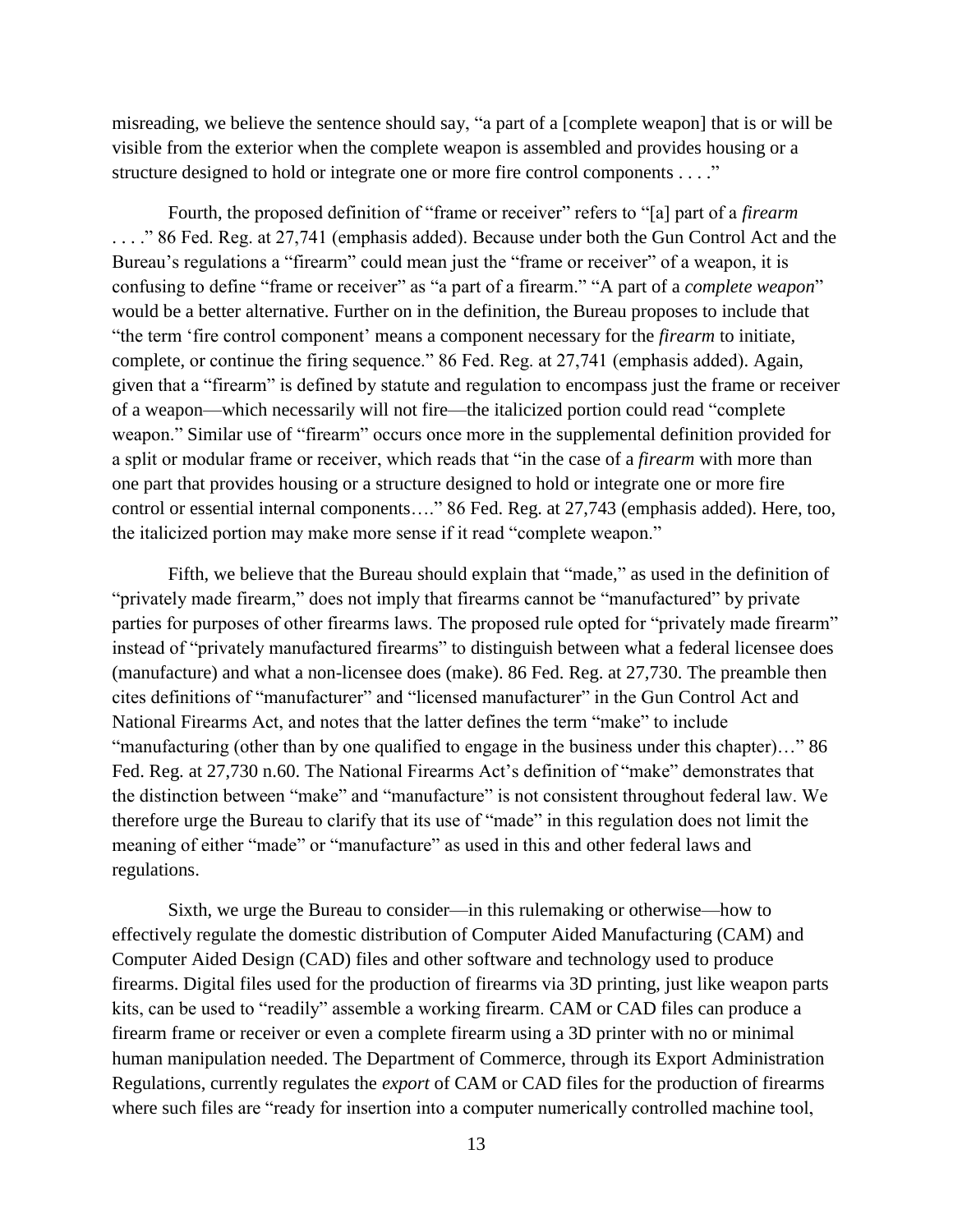misreading, we believe the sentence should say, "a part of a [complete weapon] that is or will be visible from the exterior when the complete weapon is assembled and provides housing or a structure designed to hold or integrate one or more fire control components . . . ."

Fourth, the proposed definition of "frame or receiver" refers to "[a] part of a *firearm* . . . ." 86 Fed. Reg. at 27,741 (emphasis added). Because under both the Gun Control Act and the Bureau's regulations a "firearm" could mean just the "frame or receiver" of a weapon, it is confusing to define "frame or receiver" as "a part of a firearm." "A part of a *complete weapon*" would be a better alternative. Further on in the definition, the Bureau proposes to include that "the term 'fire control component' means a component necessary for the *firearm* to initiate, complete, or continue the firing sequence." 86 Fed. Reg. at 27,741 (emphasis added). Again, given that a "firearm" is defined by statute and regulation to encompass just the frame or receiver of a weapon—which necessarily will not fire—the italicized portion could read "complete weapon." Similar use of "firearm" occurs once more in the supplemental definition provided for a split or modular frame or receiver, which reads that "in the case of a *firearm* with more than one part that provides housing or a structure designed to hold or integrate one or more fire control or essential internal components…." 86 Fed. Reg. at 27,743 (emphasis added). Here, too, the italicized portion may make more sense if it read "complete weapon."

Fifth, we believe that the Bureau should explain that "made," as used in the definition of "privately made firearm," does not imply that firearms cannot be "manufactured" by private parties for purposes of other firearms laws. The proposed rule opted for "privately made firearm" instead of "privately manufactured firearms" to distinguish between what a federal licensee does (manufacture) and what a non-licensee does (make). 86 Fed. Reg. at 27,730. The preamble then cites definitions of "manufacturer" and "licensed manufacturer" in the Gun Control Act and National Firearms Act, and notes that the latter defines the term "make" to include "manufacturing (other than by one qualified to engage in the business under this chapter)…" 86 Fed. Reg. at 27,730 n.60. The National Firearms Act's definition of "make" demonstrates that the distinction between "make" and "manufacture" is not consistent throughout federal law. We therefore urge the Bureau to clarify that its use of "made" in this regulation does not limit the meaning of either "made" or "manufacture" as used in this and other federal laws and regulations.

Sixth, we urge the Bureau to consider—in this rulemaking or otherwise—how to effectively regulate the domestic distribution of Computer Aided Manufacturing (CAM) and Computer Aided Design (CAD) files and other software and technology used to produce firearms. Digital files used for the production of firearms via 3D printing, just like weapon parts kits, can be used to "readily" assemble a working firearm. CAM or CAD files can produce a firearm frame or receiver or even a complete firearm using a 3D printer with no or minimal human manipulation needed. The Department of Commerce, through its Export Administration Regulations, currently regulates the *export* of CAM or CAD files for the production of firearms where such files are "ready for insertion into a computer numerically controlled machine tool,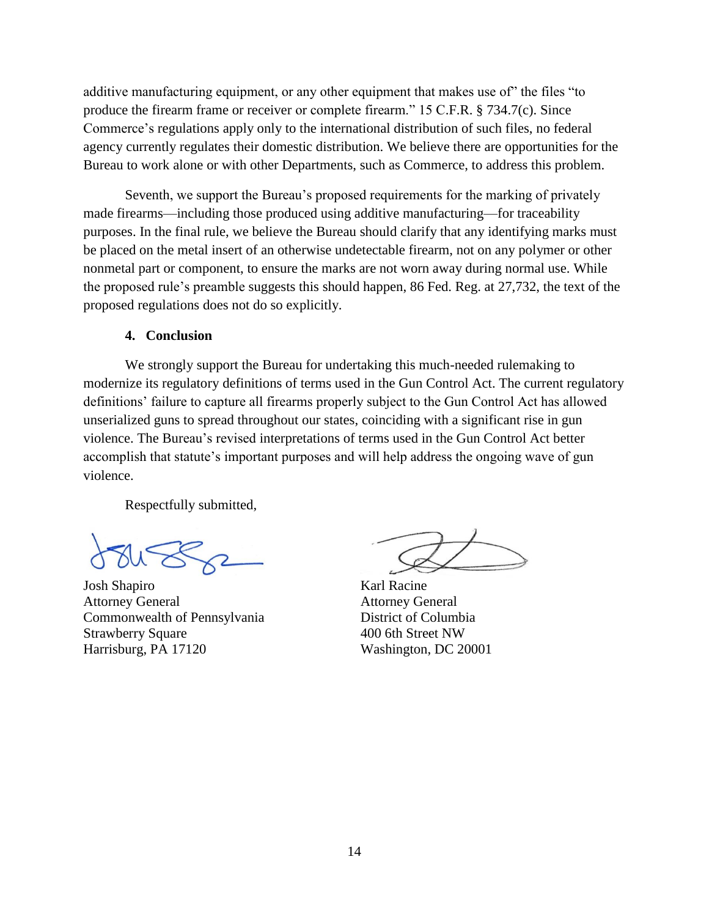additive manufacturing equipment, or any other equipment that makes use of" the files "to produce the firearm frame or receiver or complete firearm." 15 C.F.R. § 734.7(c). Since Commerce's regulations apply only to the international distribution of such files, no federal agency currently regulates their domestic distribution. We believe there are opportunities for the Bureau to work alone or with other Departments, such as Commerce, to address this problem.

Seventh, we support the Bureau's proposed requirements for the marking of privately made firearms—including those produced using additive manufacturing—for traceability purposes. In the final rule, we believe the Bureau should clarify that any identifying marks must be placed on the metal insert of an otherwise undetectable firearm, not on any polymer or other nonmetal part or component, to ensure the marks are not worn away during normal use. While the proposed rule's preamble suggests this should happen, 86 Fed. Reg. at 27,732, the text of the proposed regulations does not do so explicitly.

### 4. Conclusion

We strongly support the Bureau for undertaking this much-needed rulemaking to modernize its regulatory definitions of terms used in the Gun Control Act. The current regulatory definitions' failure to capture all firearms properly subject to the Gun Control Act has allowed unserialized guns to spread throughout our states, coinciding with a significant rise in gun violence. The Bureau's revised interpretations of terms used in the Gun Control Act better accomplish that statute's important purposes and will help address the ongoing wave of gun violence.

Respectfully submitted,

Josh Shapiro
Attorney General
Commonwealth of Pennsylvania
Strawberry Square
Harrisburg, PA 17120

Karl Racine
Attorney General
District of Columbia
400 6th Street NW
Washington, DC 20001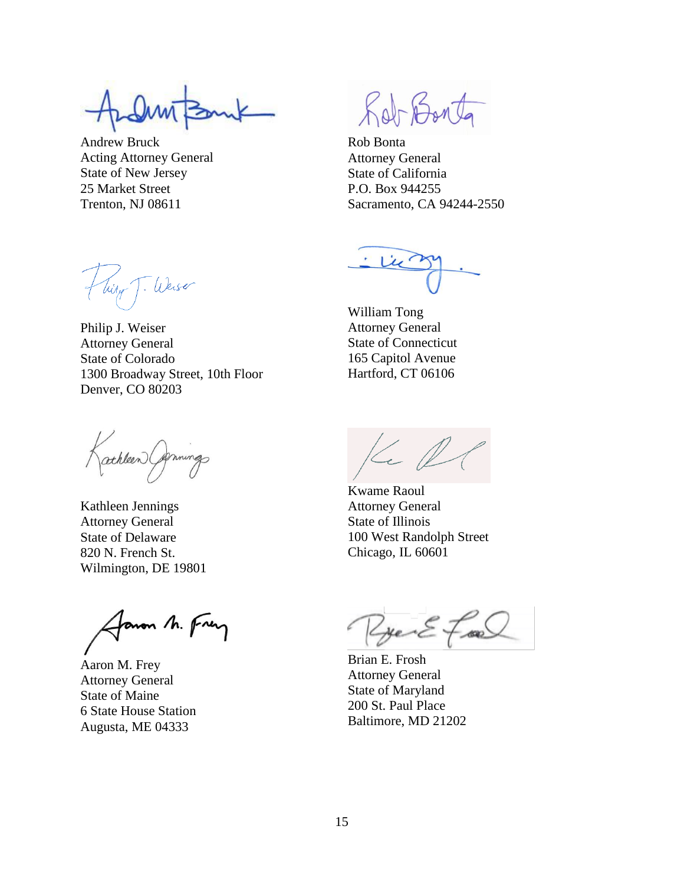Andrew Bruck
Acting Attorney General
State of New Jersey
25 Market Street
Trenton, NJ 08611

Rob Bonta
Attorney General
State of California
P.O. Box 944255
Sacramento, CA 94244-2550

Philip J. Weiser
Attorney General
State of Colorado
1300 Broadway Street, 10th Floor
Denver, CO 80203

William Tong
Attorney General
State of Connecticut
165 Capitol Avenue
Hartford, CT 06106

Kathleen Jennings
Attorney General
State of Delaware
820 N. French St.
Wilmington, DE 19801

Kwame Raoul
Attorney General
State of Illinois
100 West Randolph Street
Chicago, IL 60601

Aaron M. Frey
Attorney General
State of Maine
6 State House Station
Augusta, ME 04333

Brian E. Frosh
Attorney General
State of Maryland
200 St. Paul Place
Baltimore, MD 21202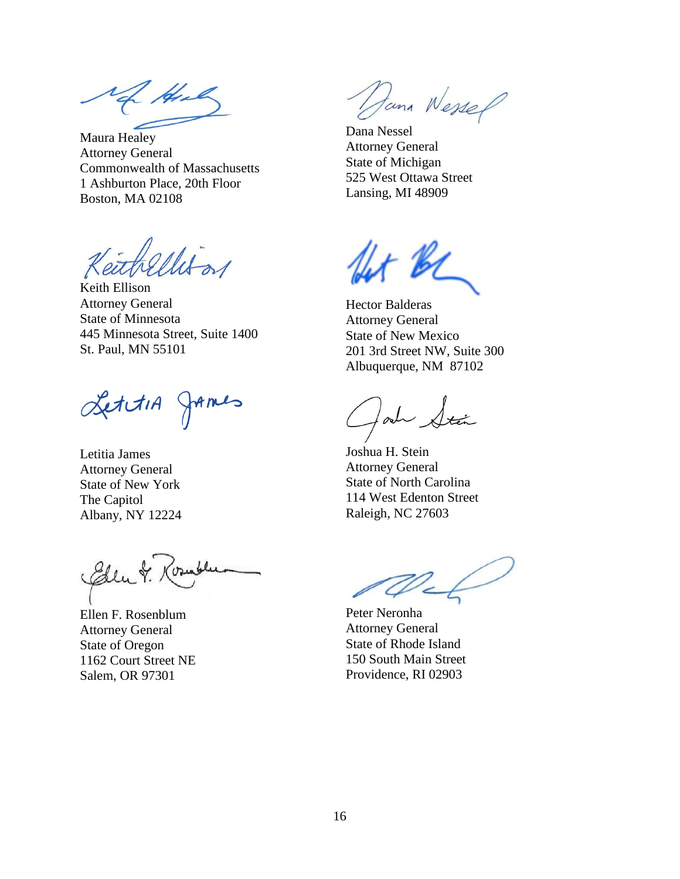Maura Healey
Attorney General
Commonwealth of Massachusetts
1 Ashburton Place, 20th Floor
Boston, MA 02108

Dana Nessel
Attorney General
State of Michigan
525 West Ottawa Street
Lansing, MI 48909

Keith Ellison
Attorney General
State of Minnesota
445 Minnesota Street, Suite 1400
St. Paul, MN 55101

Hector Balderas
Attorney General
State of New Mexico
201 3rd Street NW, Suite 300
Albuquerque, NM 87102

Letitia James
Attorney General
State of New York
The Capitol
Albany, NY 12224

Joshua H. Stein
Attorney General
State of North Carolina
114 West Edenton Street
Raleigh, NC 27603

Ellen F. Rosenblum
Attorney General
State of Oregon
1162 Court Street NE
Salem, OR 97301

Peter Neronha
Attorney General
State of Rhode Island
150 South Main Street
Providence, RI 02903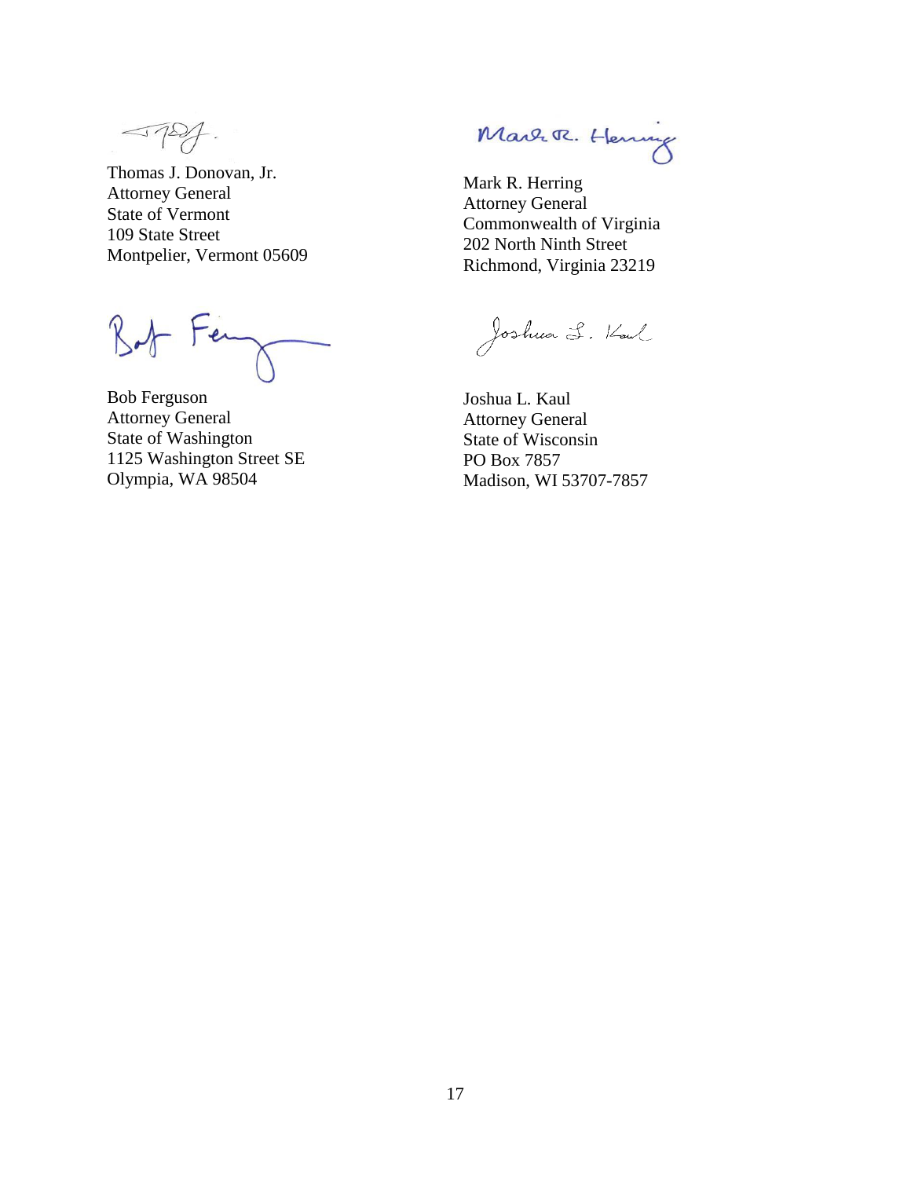Thomas J. Donovan, Jr.
Attorney General
State of Vermont
109 State Street
Montpelier, Vermont 05609

Mark R. Herring
Attorney General
Commonwealth of Virginia
202 North Ninth Street
Richmond, Virginia 23219

Bob Ferguson
Attorney General
State of Washington
1125 Washington Street SE
Olympia, WA 98504

Joshua L. Kaul
Attorney General
State of Wisconsin
PO Box 7857
Madison, WI 53707-7857